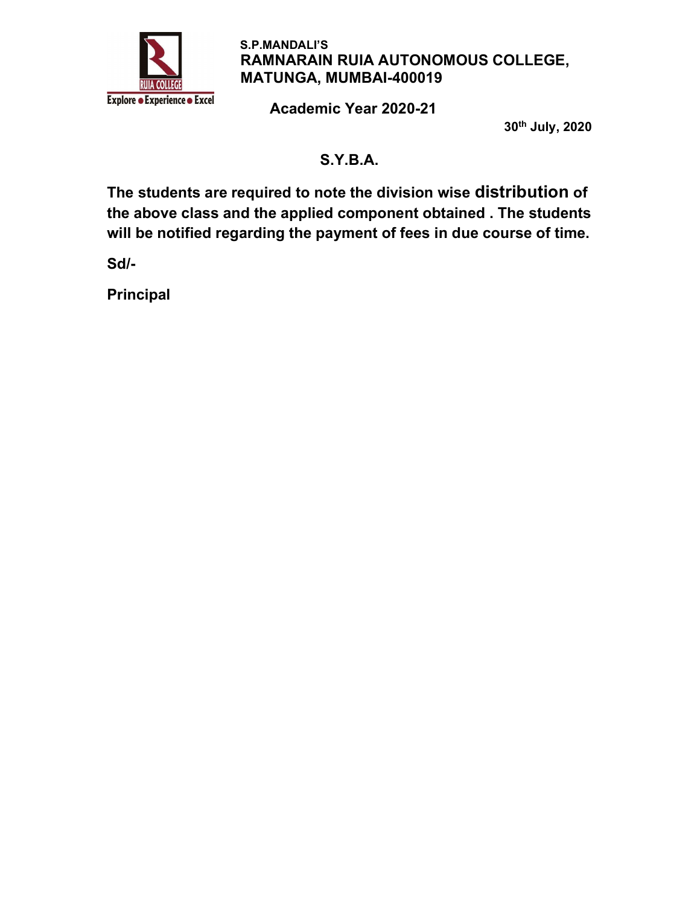S.P.MANDALI'S

**RAMNARAIN RUIA AUTONOMOUS COLLEGE, MATUNGA, MUMBAI-400019**

Explore • Experience • Excel

**Academic Year 2020-21**

**30th July, 2020**

## S.Y.B.A.

**The students are required to note the division wise distribution of the above class and the applied component obtained . The students will be notified regarding the payment of fees in due course of time.**

**Sd/-**

**Principal**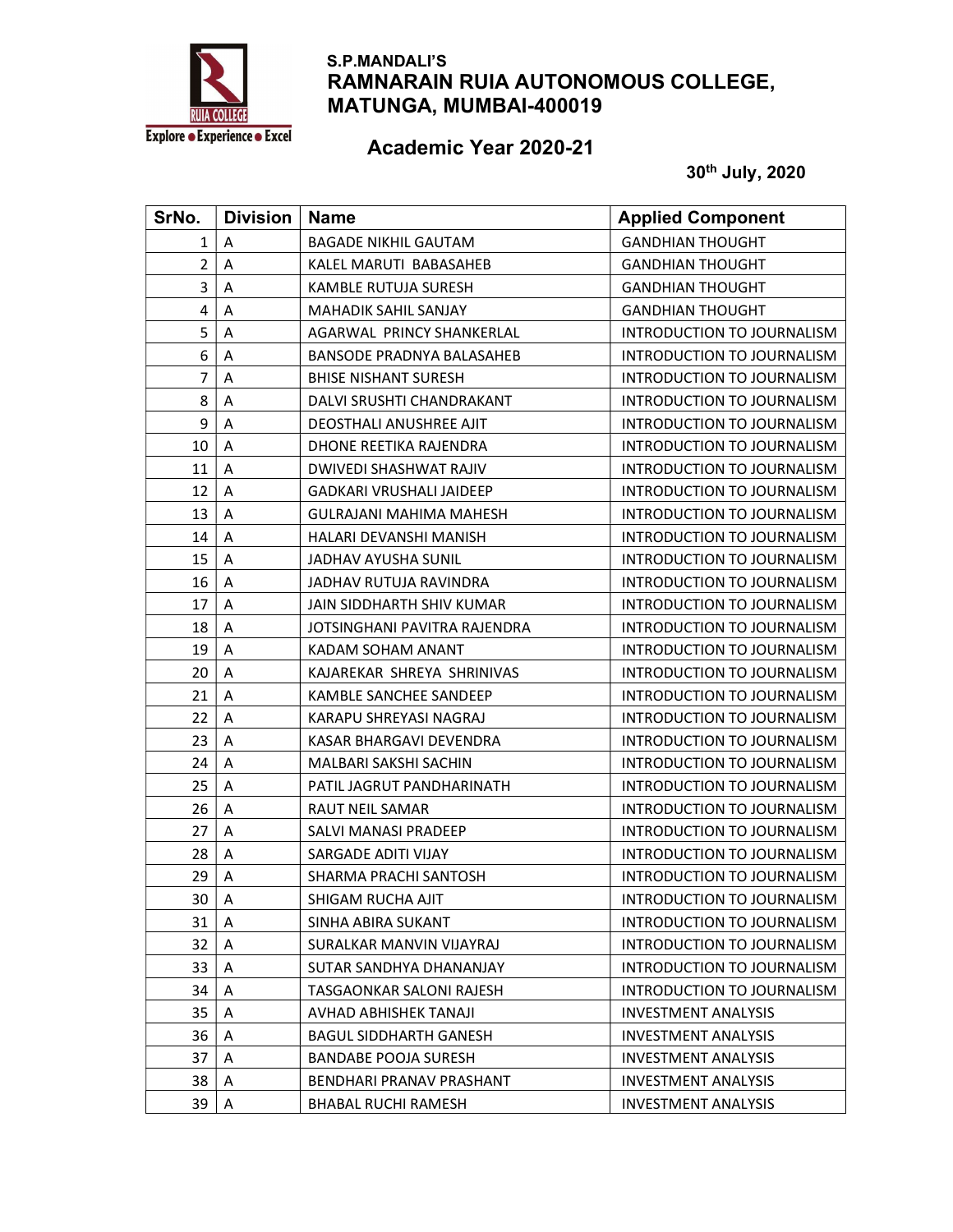S.P.MANDALI'S

# RAMNARAIN RUIA AUTONOMOUS COLLEGE, MATUNGA, MUMBAI-400019

Explore • Experience • Excel

## Academic Year 2020-21

30th July, 2020

| SrNo. | Division | Name | Applied Component |
|---|---|---|---|
| 1 | A | BAGADE NIKHIL GAUTAM | GANDHIAN THOUGHT |
| 2 | A | KALEL MARUTI BABASAHEB | GANDHIAN THOUGHT |
| 3 | A | KAMBLE RUTUJA SURESH | GANDHIAN THOUGHT |
| 4 | A | MAHADIK SAHIL SANJAY | GANDHIAN THOUGHT |
| 5 | A | AGARWAL PRINCY SHANKERLAL | INTRODUCTION TO JOURNALISM |
| 6 | A | BANSODE PRADNYA BALASAHEB | INTRODUCTION TO JOURNALISM |
| 7 | A | BHISE NISHANT SURESH | INTRODUCTION TO JOURNALISM |
| 8 | A | DALVI SRUSHTI CHANDRAKANT | INTRODUCTION TO JOURNALISM |
| 9 | A | DEOSTHALI ANUSHREE AJIT | INTRODUCTION TO JOURNALISM |
| 10 | A | DHONE REETIKA RAJENDRA | INTRODUCTION TO JOURNALISM |
| 11 | A | DWIVEDI SHASHWAT RAJIV | INTRODUCTION TO JOURNALISM |
| 12 | A | GADKARI VRUSHALI JAIDEEP | INTRODUCTION TO JOURNALISM |
| 13 | A | GULRAJANI MAHIMA MAHESH | INTRODUCTION TO JOURNALISM |
| 14 | A | HALARI DEVANSHI MANISH | INTRODUCTION TO JOURNALISM |
| 15 | A | JADHAV AYUSHA SUNIL | INTRODUCTION TO JOURNALISM |
| 16 | A | JADHAV RUTUJA RAVINDRA | INTRODUCTION TO JOURNALISM |
| 17 | A | JAIN SIDDHARTH SHIV KUMAR | INTRODUCTION TO JOURNALISM |
| 18 | A | JOTSINGHANI PAVITRA RAJENDRA | INTRODUCTION TO JOURNALISM |
| 19 | A | KADAM SOHAM ANANT | INTRODUCTION TO JOURNALISM |
| 20 | A | KAJAREKAR SHREYA SHRINIVAS | INTRODUCTION TO JOURNALISM |
| 21 | A | KAMBLE SANCHEE SANDEEP | INTRODUCTION TO JOURNALISM |
| 22 | A | KARAPU SHREYASI NAGRAJ | INTRODUCTION TO JOURNALISM |
| 23 | A | KASAR BHARGAVI DEVENDRA | INTRODUCTION TO JOURNALISM |
| 24 | A | MALBARI SAKSHI SACHIN | INTRODUCTION TO JOURNALISM |
| 25 | A | PATIL JAGRUT PANDHARINATH | INTRODUCTION TO JOURNALISM |
| 26 | A | RAUT NEIL SAMAR | INTRODUCTION TO JOURNALISM |
| 27 | A | SALVI MANASI PRADEEP | INTRODUCTION TO JOURNALISM |
| 28 | A | SARGADE ADITI VIJAY | INTRODUCTION TO JOURNALISM |
| 29 | A | SHARMA PRACHI SANTOSH | INTRODUCTION TO JOURNALISM |
| 30 | A | SHIGAM RUCHA AJIT | INTRODUCTION TO JOURNALISM |
| 31 | A | SINHA ABIRA SUKANT | INTRODUCTION TO JOURNALISM |
| 32 | A | SURALKAR MANVIN VIJAYRAJ | INTRODUCTION TO JOURNALISM |
| 33 | A | SUTAR SANDHYA DHANANJAY | INTRODUCTION TO JOURNALISM |
| 34 | A | TASGAONKAR SALONI RAJESH | INTRODUCTION TO JOURNALISM |
| 35 | A | AVHAD ABHISHEK TANAJI | INVESTMENT ANALYSIS |
| 36 | A | BAGUL SIDDHARTH GANESH | INVESTMENT ANALYSIS |
| 37 | A | BANDABE POOJA SURESH | INVESTMENT ANALYSIS |
| 38 | A | BENDHARI PRANAV PRASHANT | INVESTMENT ANALYSIS |
| 39 | A | BHABAL RUCHI RAMESH | INVESTMENT ANALYSIS |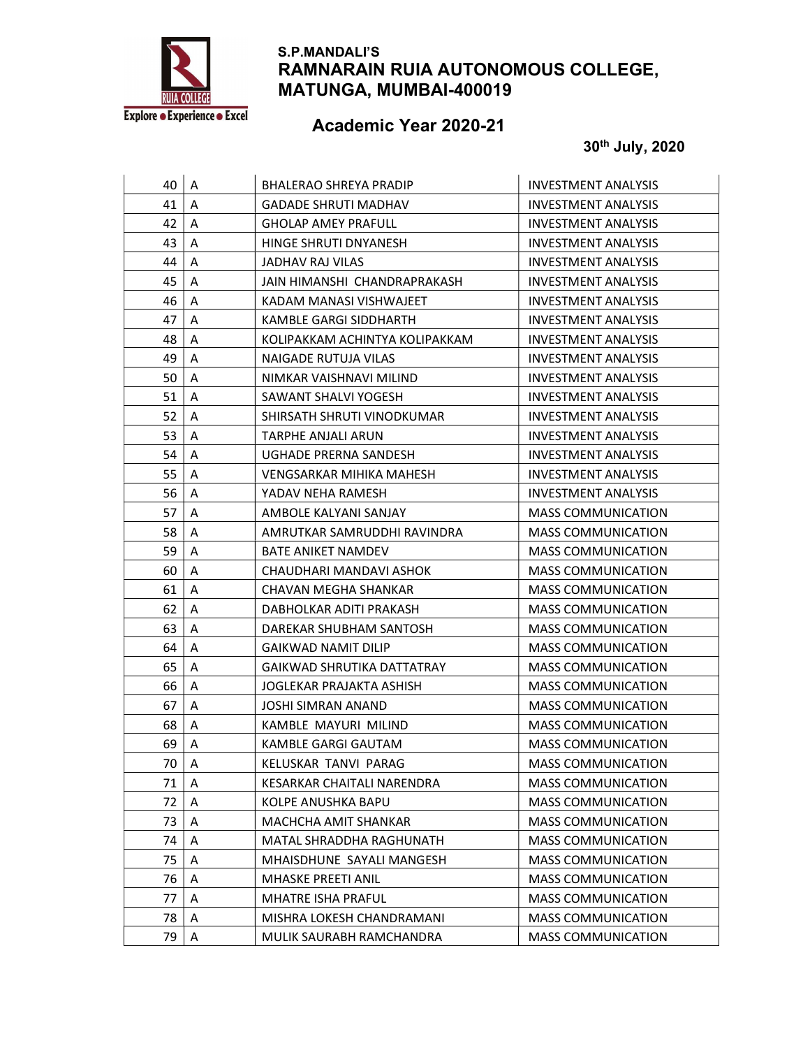S.P.MANDALI'S

# RAMNARAIN RUIA AUTONOMOUS COLLEGE, MATUNGA, MUMBAI-400019

Explore • Experience • Excel

## Academic Year 2020-21

**30th July, 2020**

| | | | |
|---|---|---|---|
| 40 | A | BHALERAO SHREYA PRADIP | INVESTMENT ANALYSIS |
| 41 | A | GADADE SHRUTI MADHAV | INVESTMENT ANALYSIS |
| 42 | A | GHOLAP AMEY PRAFULL | INVESTMENT ANALYSIS |
| 43 | A | HINGE SHRUTI DNYANESH | INVESTMENT ANALYSIS |
| 44 | A | JADHAV RAJ VILAS | INVESTMENT ANALYSIS |
| 45 | A | JAIN HIMANSHI CHANDRAPRAKASH | INVESTMENT ANALYSIS |
| 46 | A | KADAM MANASI VISHWAJEET | INVESTMENT ANALYSIS |
| 47 | A | KAMBLE GARGI SIDDHARTH | INVESTMENT ANALYSIS |
| 48 | A | KOLIPAKKAM ACHINTYA KOLIPAKKAM | INVESTMENT ANALYSIS |
| 49 | A | NAIGADE RUTUJA VILAS | INVESTMENT ANALYSIS |
| 50 | A | NIMKAR VAISHNAVI MILIND | INVESTMENT ANALYSIS |
| 51 | A | SAWANT SHALVI YOGESH | INVESTMENT ANALYSIS |
| 52 | A | SHIRSATH SHRUTI VINODKUMAR | INVESTMENT ANALYSIS |
| 53 | A | TARPHE ANJALI ARUN | INVESTMENT ANALYSIS |
| 54 | A | UGHADE PRERNA SANDESH | INVESTMENT ANALYSIS |
| 55 | A | VENGSARKAR MIHIKA MAHESH | INVESTMENT ANALYSIS |
| 56 | A | YADAV NEHA RAMESH | INVESTMENT ANALYSIS |
| 57 | A | AMBOLE KALYANI SANJAY | MASS COMMUNICATION |
| 58 | A | AMRUTKAR SAMRUDDHI RAVINDRA | MASS COMMUNICATION |
| 59 | A | BATE ANIKET NAMDEV | MASS COMMUNICATION |
| 60 | A | CHAUDHARI MANDAVI ASHOK | MASS COMMUNICATION |
| 61 | A | CHAVAN MEGHA SHANKAR | MASS COMMUNICATION |
| 62 | A | DABHOLKAR ADITI PRAKASH | MASS COMMUNICATION |
| 63 | A | DAREKAR SHUBHAM SANTOSH | MASS COMMUNICATION |
| 64 | A | GAIKWAD NAMIT DILIP | MASS COMMUNICATION |
| 65 | A | GAIKWAD SHRUTIKA DATTATRAY | MASS COMMUNICATION |
| 66 | A | JOGLEKAR PRAJAKTA ASHISH | MASS COMMUNICATION |
| 67 | A | JOSHI SIMRAN ANAND | MASS COMMUNICATION |
| 68 | A | KAMBLE MAYURI MILIND | MASS COMMUNICATION |
| 69 | A | KAMBLE GARGI GAUTAM | MASS COMMUNICATION |
| 70 | A | KELUSKAR TANVI PARAG | MASS COMMUNICATION |
| 71 | A | KESARKAR CHAITALI NARENDRA | MASS COMMUNICATION |
| 72 | A | KOLPE ANUSHKA BAPU | MASS COMMUNICATION |
| 73 | A | MACHCHA AMIT SHANKAR | MASS COMMUNICATION |
| 74 | A | MATAL SHRADDHA RAGHUNATH | MASS COMMUNICATION |
| 75 | A | MHAISDHUNE SAYALI MANGESH | MASS COMMUNICATION |
| 76 | A | MHASKE PREETI ANIL | MASS COMMUNICATION |
| 77 | A | MHATRE ISHA PRAFUL | MASS COMMUNICATION |
| 78 | A | MISHRA LOKESH CHANDRAMANI | MASS COMMUNICATION |
| 79 | A | MULIK SAURABH RAMCHANDRA | MASS COMMUNICATION |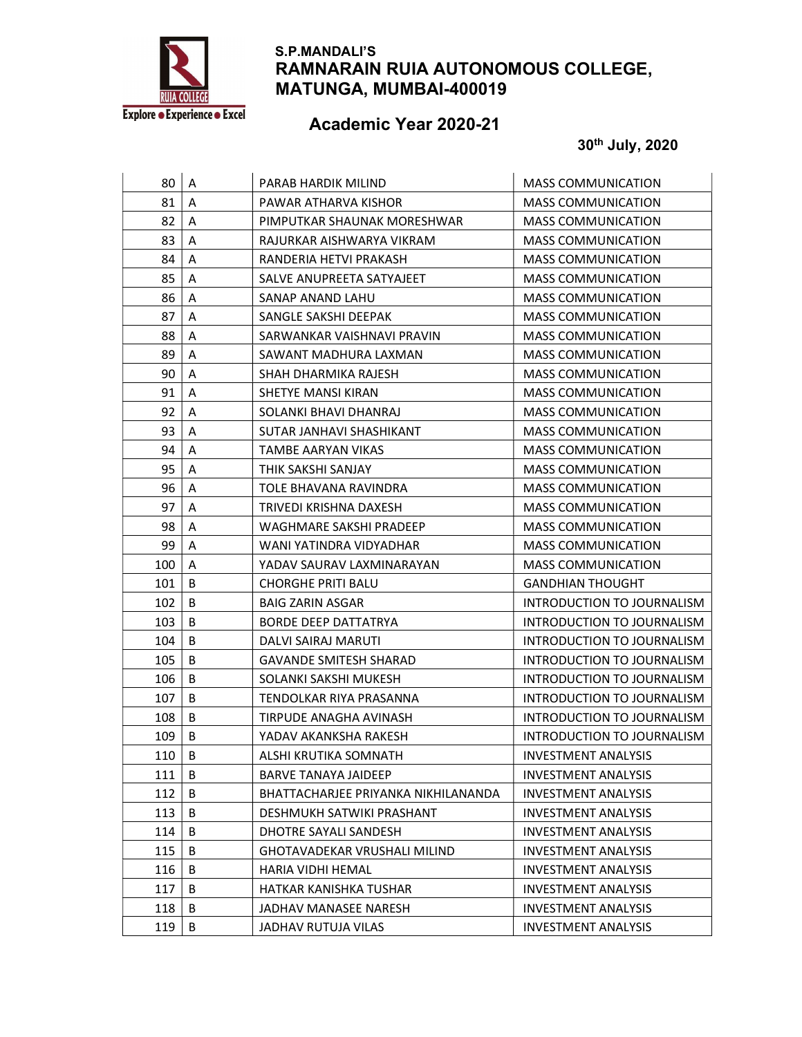S.P.MANDALI'S
**RAMNARAIN RUIA AUTONOMOUS COLLEGE, MATUNGA, MUMBAI-400019**

**Academic Year 2020-21**

**30th July, 2020**

| | | | |
|---|---|---|---|
| 80 | A | PARAB HARDIK MILIND | MASS COMMUNICATION |
| 81 | A | PAWAR ATHARVA KISHOR | MASS COMMUNICATION |
| 82 | A | PIMPUTKAR SHAUNAK MORESHWAR | MASS COMMUNICATION |
| 83 | A | RAJURKAR AISHWARYA VIKRAM | MASS COMMUNICATION |
| 84 | A | RANDERIA HETVI PRAKASH | MASS COMMUNICATION |
| 85 | A | SALVE ANUPREETA SATYAJEET | MASS COMMUNICATION |
| 86 | A | SANAP ANAND LAHU | MASS COMMUNICATION |
| 87 | A | SANGLE SAKSHI DEEPAK | MASS COMMUNICATION |
| 88 | A | SARWANKAR VAISHNAVI PRAVIN | MASS COMMUNICATION |
| 89 | A | SAWANT MADHURA LAXMAN | MASS COMMUNICATION |
| 90 | A | SHAH DHARMIKA RAJESH | MASS COMMUNICATION |
| 91 | A | SHETYE MANSI KIRAN | MASS COMMUNICATION |
| 92 | A | SOLANKI BHAVI DHANRAJ | MASS COMMUNICATION |
| 93 | A | SUTAR JANHAVI SHASHIKANT | MASS COMMUNICATION |
| 94 | A | TAMBE AARYAN VIKAS | MASS COMMUNICATION |
| 95 | A | THIK SAKSHI SANJAY | MASS COMMUNICATION |
| 96 | A | TOLE BHAVANA RAVINDRA | MASS COMMUNICATION |
| 97 | A | TRIVEDI KRISHNA DAXESH | MASS COMMUNICATION |
| 98 | A | WAGHMARE SAKSHI PRADEEP | MASS COMMUNICATION |
| 99 | A | WANI YATINDRA VIDYADHAR | MASS COMMUNICATION |
| 100 | A | YADAV SAURAV LAXMINARAYAN | MASS COMMUNICATION |
| 101 | B | CHORGHE PRITI BALU | GANDHIAN THOUGHT |
| 102 | B | BAIG ZARIN ASGAR | INTRODUCTION TO JOURNALISM |
| 103 | B | BORDE DEEP DATTATRYA | INTRODUCTION TO JOURNALISM |
| 104 | B | DALVI SAIRAJ MARUTI | INTRODUCTION TO JOURNALISM |
| 105 | B | GAVANDE SMITESH SHARAD | INTRODUCTION TO JOURNALISM |
| 106 | B | SOLANKI SAKSHI MUKESH | INTRODUCTION TO JOURNALISM |
| 107 | B | TENDOLKAR RIYA PRASANNA | INTRODUCTION TO JOURNALISM |
| 108 | B | TIRPUDE ANAGHA AVINASH | INTRODUCTION TO JOURNALISM |
| 109 | B | YADAV AKANKSHA RAKESH | INTRODUCTION TO JOURNALISM |
| 110 | B | ALSHI KRUTIKA SOMNATH | INVESTMENT ANALYSIS |
| 111 | B | BARVE TANAYA JAIDEEP | INVESTMENT ANALYSIS |
| 112 | B | BHATTACHARJEE PRIYANKA NIKHILANANDA | INVESTMENT ANALYSIS |
| 113 | B | DESHMUKH SATWIKI PRASHANT | INVESTMENT ANALYSIS |
| 114 | B | DHOTRE SAYALI SANDESH | INVESTMENT ANALYSIS |
| 115 | B | GHOTAVADEKAR VRUSHALI MILIND | INVESTMENT ANALYSIS |
| 116 | B | HARIA VIDHI HEMAL | INVESTMENT ANALYSIS |
| 117 | B | HATKAR KANISHKA TUSHAR | INVESTMENT ANALYSIS |
| 118 | B | JADHAV MANASEE NARESH | INVESTMENT ANALYSIS |
| 119 | B | JADHAV RUTUJA VILAS | INVESTMENT ANALYSIS |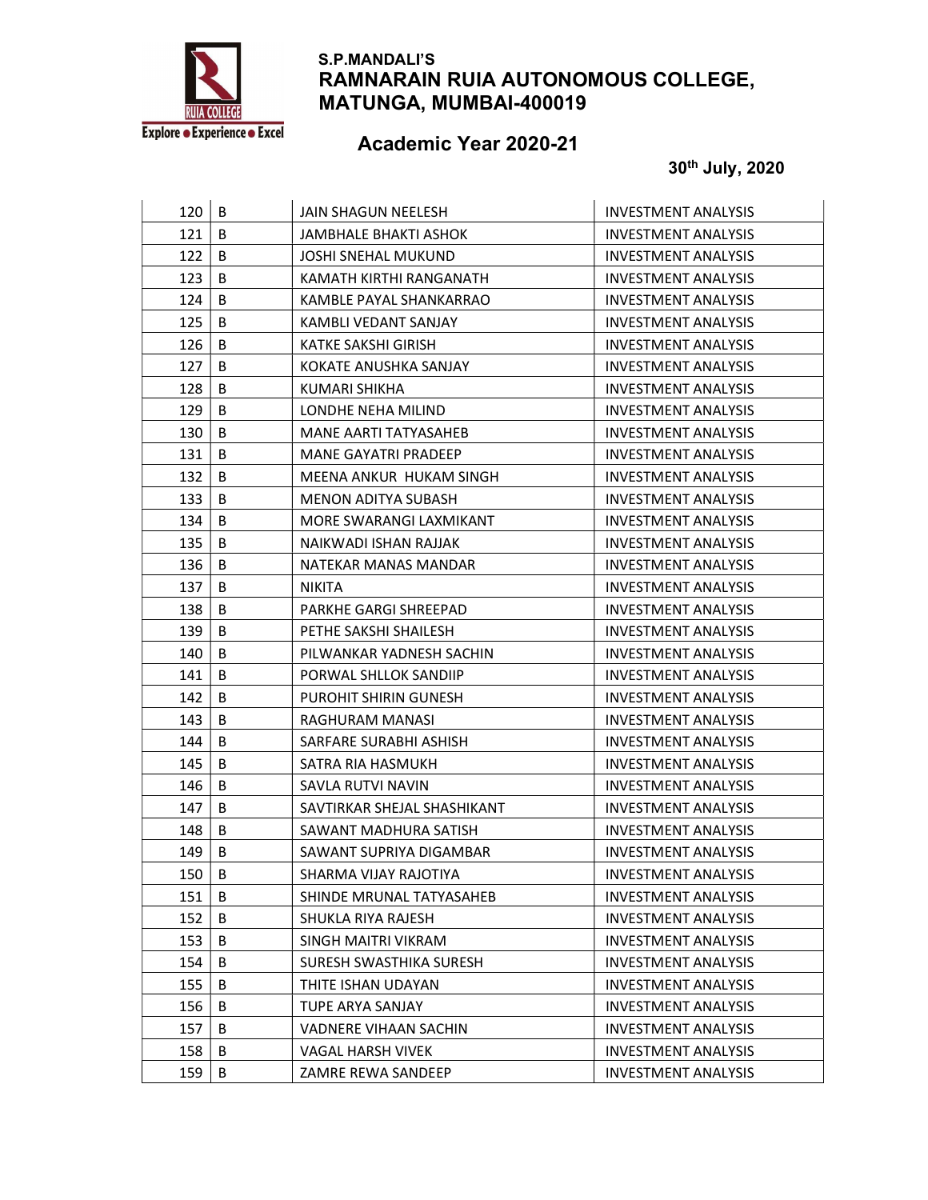S.P.MANDALI'S

# RAMNARAIN RUIA AUTONOMOUS COLLEGE, MATUNGA, MUMBAI-400019

Explore • Experience • Excel

## Academic Year 2020-21

**30th July, 2020**

| | | | |
|---|---|---|---|
| 120 | B | JAIN SHAGUN NEELESH | INVESTMENT ANALYSIS |
| 121 | B | JAMBHALE BHAKTI ASHOK | INVESTMENT ANALYSIS |
| 122 | B | JOSHI SNEHAL MUKUND | INVESTMENT ANALYSIS |
| 123 | B | KAMATH KIRTHI RANGANATH | INVESTMENT ANALYSIS |
| 124 | B | KAMBLE PAYAL SHANKARRAO | INVESTMENT ANALYSIS |
| 125 | B | KAMBLI VEDANT SANJAY | INVESTMENT ANALYSIS |
| 126 | B | KATKE SAKSHI GIRISH | INVESTMENT ANALYSIS |
| 127 | B | KOKATE ANUSHKA SANJAY | INVESTMENT ANALYSIS |
| 128 | B | KUMARI SHIKHA | INVESTMENT ANALYSIS |
| 129 | B | LONDHE NEHA MILIND | INVESTMENT ANALYSIS |
| 130 | B | MANE AARTI TATYASAHEB | INVESTMENT ANALYSIS |
| 131 | B | MANE GAYATRI PRADEEP | INVESTMENT ANALYSIS |
| 132 | B | MEENA ANKUR HUKAM SINGH | INVESTMENT ANALYSIS |
| 133 | B | MENON ADITYA SUBASH | INVESTMENT ANALYSIS |
| 134 | B | MORE SWARANGI LAXMIKANT | INVESTMENT ANALYSIS |
| 135 | B | NAIKWADI ISHAN RAJJAK | INVESTMENT ANALYSIS |
| 136 | B | NATEKAR MANAS MANDAR | INVESTMENT ANALYSIS |
| 137 | B | NIKITA | INVESTMENT ANALYSIS |
| 138 | B | PARKHE GARGI SHREEPAD | INVESTMENT ANALYSIS |
| 139 | B | PETHE SAKSHI SHAILESH | INVESTMENT ANALYSIS |
| 140 | B | PILWANKAR YADNESH SACHIN | INVESTMENT ANALYSIS |
| 141 | B | PORWAL SHLLOK SANDIIP | INVESTMENT ANALYSIS |
| 142 | B | PUROHIT SHIRIN GUNESH | INVESTMENT ANALYSIS |
| 143 | B | RAGHURAM MANASI | INVESTMENT ANALYSIS |
| 144 | B | SARFARE SURABHI ASHISH | INVESTMENT ANALYSIS |
| 145 | B | SATRA RIA HASMUKH | INVESTMENT ANALYSIS |
| 146 | B | SAVLA RUTVI NAVIN | INVESTMENT ANALYSIS |
| 147 | B | SAVTIRKAR SHEJAL SHASHIKANT | INVESTMENT ANALYSIS |
| 148 | B | SAWANT MADHURA SATISH | INVESTMENT ANALYSIS |
| 149 | B | SAWANT SUPRIYA DIGAMBAR | INVESTMENT ANALYSIS |
| 150 | B | SHARMA VIJAY RAJOTIYA | INVESTMENT ANALYSIS |
| 151 | B | SHINDE MRUNAL TATYASAHEB | INVESTMENT ANALYSIS |
| 152 | B | SHUKLA RIYA RAJESH | INVESTMENT ANALYSIS |
| 153 | B | SINGH MAITRI VIKRAM | INVESTMENT ANALYSIS |
| 154 | B | SURESH SWASTHIKA SURESH | INVESTMENT ANALYSIS |
| 155 | B | THITE ISHAN UDAYAN | INVESTMENT ANALYSIS |
| 156 | B | TUPE ARYA SANJAY | INVESTMENT ANALYSIS |
| 157 | B | VADNERE VIHAAN SACHIN | INVESTMENT ANALYSIS |
| 158 | B | VAGAL HARSH VIVEK | INVESTMENT ANALYSIS |
| 159 | B | ZAMRE REWA SANDEEP | INVESTMENT ANALYSIS |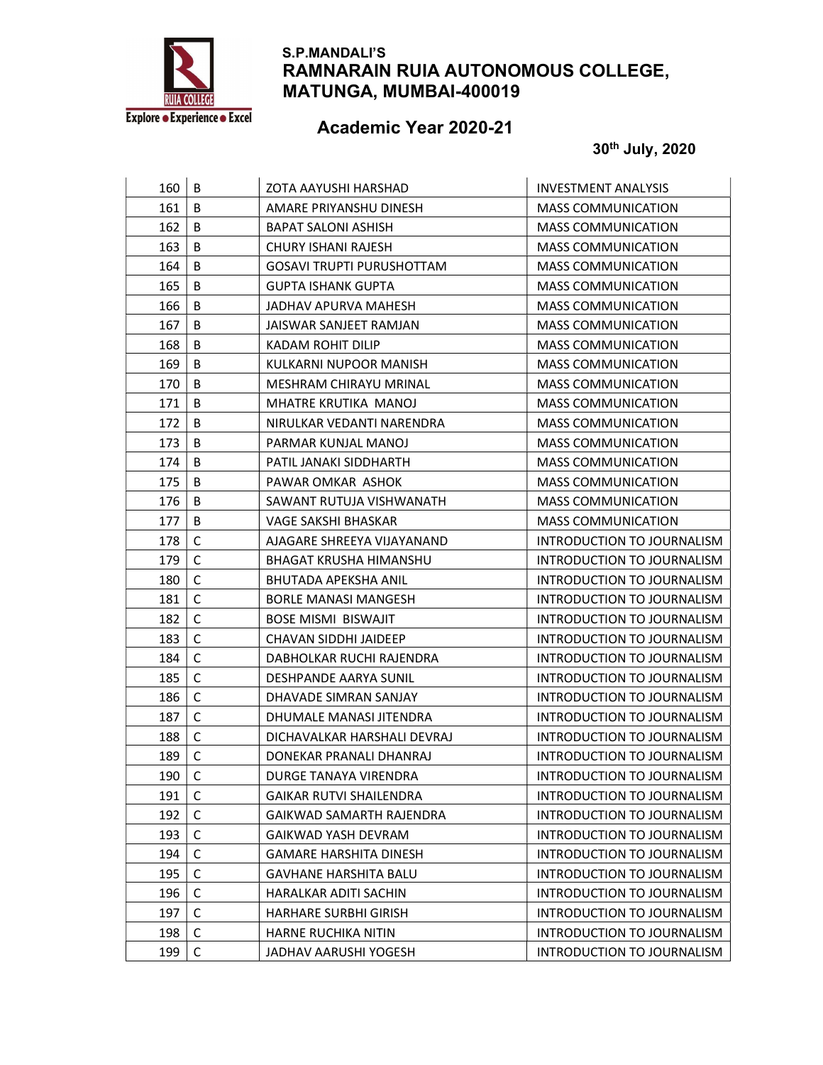S.P.MANDALI'S

# RAMNARAIN RUIA AUTONOMOUS COLLEGE, MATUNGA, MUMBAI-400019

## Academic Year 2020-21

**30th July, 2020**

| | | | |
|---|---|---|---|
| 160 | B | ZOTA AAYUSHI HARSHAD | INVESTMENT ANALYSIS |
| 161 | B | AMARE PRIYANSHU DINESH | MASS COMMUNICATION |
| 162 | B | BAPAT SALONI ASHISH | MASS COMMUNICATION |
| 163 | B | CHURY ISHANI RAJESH | MASS COMMUNICATION |
| 164 | B | GOSAVI TRUPTI PURUSHOTTAM | MASS COMMUNICATION |
| 165 | B | GUPTA ISHANK GUPTA | MASS COMMUNICATION |
| 166 | B | JADHAV APURVA MAHESH | MASS COMMUNICATION |
| 167 | B | JAISWAR SANJEET RAMJAN | MASS COMMUNICATION |
| 168 | B | KADAM ROHIT DILIP | MASS COMMUNICATION |
| 169 | B | KULKARNI NUPOOR MANISH | MASS COMMUNICATION |
| 170 | B | MESHRAM CHIRAYU MRINAL | MASS COMMUNICATION |
| 171 | B | MHATRE KRUTIKA MANOJ | MASS COMMUNICATION |
| 172 | B | NIRULKAR VEDANTI NARENDRA | MASS COMMUNICATION |
| 173 | B | PARMAR KUNJAL MANOJ | MASS COMMUNICATION |
| 174 | B | PATIL JANAKI SIDDHARTH | MASS COMMUNICATION |
| 175 | B | PAWAR OMKAR ASHOK | MASS COMMUNICATION |
| 176 | B | SAWANT RUTUJA VISHWANATH | MASS COMMUNICATION |
| 177 | B | VAGE SAKSHI BHASKAR | MASS COMMUNICATION |
| 178 | C | AJAGARE SHREEYA VIJAYANAND | INTRODUCTION TO JOURNALISM |
| 179 | C | BHAGAT KRUSHA HIMANSHU | INTRODUCTION TO JOURNALISM |
| 180 | C | BHUTADA APEKSHA ANIL | INTRODUCTION TO JOURNALISM |
| 181 | C | BORLE MANASI MANGESH | INTRODUCTION TO JOURNALISM |
| 182 | C | BOSE MISMI BISWAJIT | INTRODUCTION TO JOURNALISM |
| 183 | C | CHAVAN SIDDHI JAIDEEP | INTRODUCTION TO JOURNALISM |
| 184 | C | DABHOLKAR RUCHI RAJENDRA | INTRODUCTION TO JOURNALISM |
| 185 | C | DESHPANDE AARYA SUNIL | INTRODUCTION TO JOURNALISM |
| 186 | C | DHAVADE SIMRAN SANJAY | INTRODUCTION TO JOURNALISM |
| 187 | C | DHUMALE MANASI JITENDRA | INTRODUCTION TO JOURNALISM |
| 188 | C | DICHAVALKAR HARSHALI DEVRAJ | INTRODUCTION TO JOURNALISM |
| 189 | C | DONEKAR PRANALI DHANRAJ | INTRODUCTION TO JOURNALISM |
| 190 | C | DURGE TANAYA VIRENDRA | INTRODUCTION TO JOURNALISM |
| 191 | C | GAIKAR RUTVI SHAILENDRA | INTRODUCTION TO JOURNALISM |
| 192 | C | GAIKWAD SAMARTH RAJENDRA | INTRODUCTION TO JOURNALISM |
| 193 | C | GAIKWAD YASH DEVRAM | INTRODUCTION TO JOURNALISM |
| 194 | C | GAMARE HARSHITA DINESH | INTRODUCTION TO JOURNALISM |
| 195 | C | GAVHANE HARSHITA BALU | INTRODUCTION TO JOURNALISM |
| 196 | C | HARALKAR ADITI SACHIN | INTRODUCTION TO JOURNALISM |
| 197 | C | HARHARE SURBHI GIRISH | INTRODUCTION TO JOURNALISM |
| 198 | C | HARNE RUCHIKA NITIN | INTRODUCTION TO JOURNALISM |
| 199 | C | JADHAV AARUSHI YOGESH | INTRODUCTION TO JOURNALISM |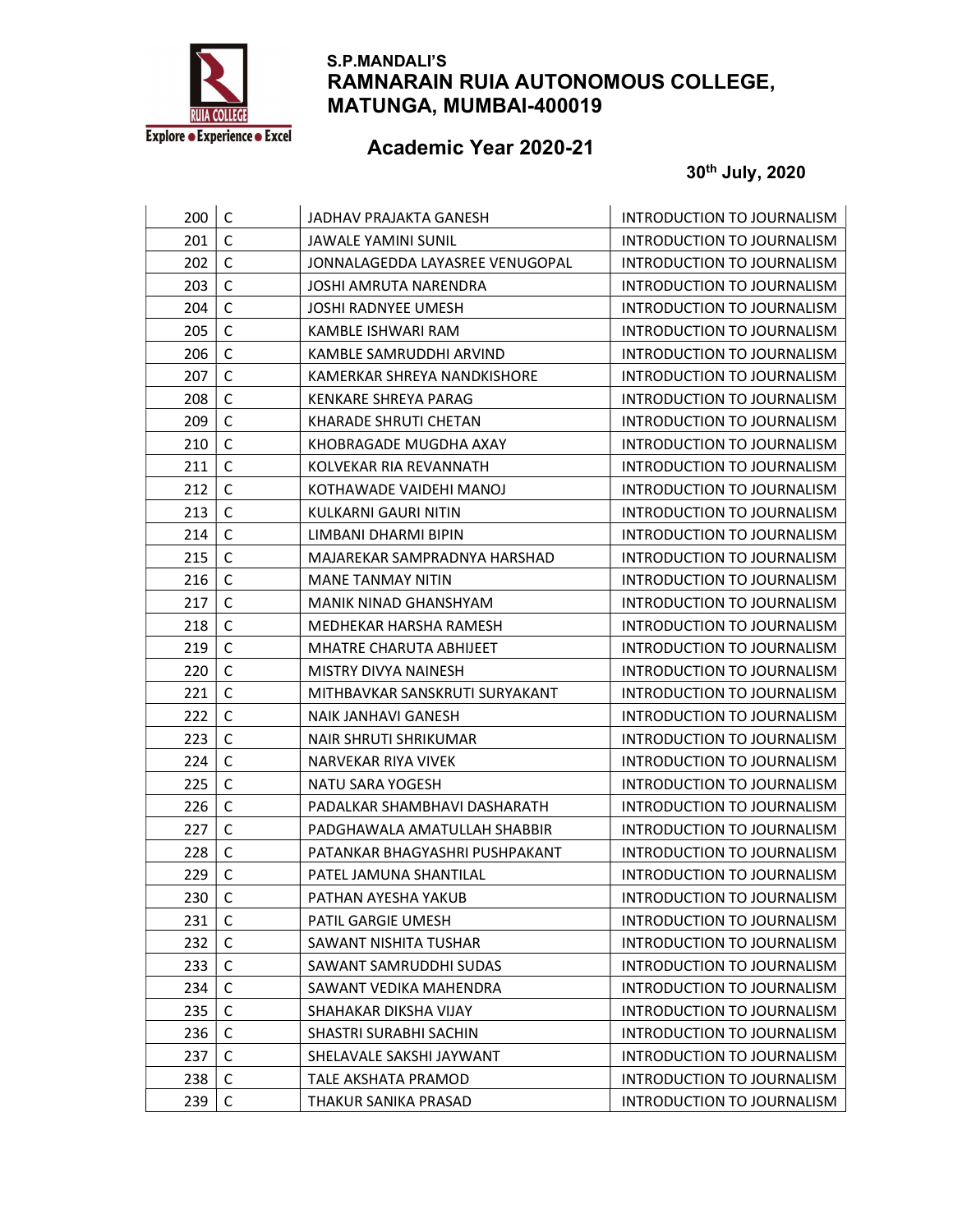**S.P.MANDALI'S**

**RAMNARAIN RUIA AUTONOMOUS COLLEGE, MATUNGA, MUMBAI-400019**

**Academic Year 2020-21**

**30th July, 2020**

| | | | |
|---|---|---|---|
| 200 | C | JADHAV PRAJAKTA GANESH | INTRODUCTION TO JOURNALISM |
| 201 | C | JAWALE YAMINI SUNIL | INTRODUCTION TO JOURNALISM |
| 202 | C | JONNALAGEDDA LAYASREE VENUGOPAL | INTRODUCTION TO JOURNALISM |
| 203 | C | JOSHI AMRUTA NARENDRA | INTRODUCTION TO JOURNALISM |
| 204 | C | JOSHI RADNYEE UMESH | INTRODUCTION TO JOURNALISM |
| 205 | C | KAMBLE ISHWARI RAM | INTRODUCTION TO JOURNALISM |
| 206 | C | KAMBLE SAMRUDDHI ARVIND | INTRODUCTION TO JOURNALISM |
| 207 | C | KAMERKAR SHREYA NANDKISHORE | INTRODUCTION TO JOURNALISM |
| 208 | C | KENKARE SHREYA PARAG | INTRODUCTION TO JOURNALISM |
| 209 | C | KHARADE SHRUTI CHETAN | INTRODUCTION TO JOURNALISM |
| 210 | C | KHOBRAGADE MUGDHA AXAY | INTRODUCTION TO JOURNALISM |
| 211 | C | KOLVEKAR RIA REVANNATH | INTRODUCTION TO JOURNALISM |
| 212 | C | KOTHAWADE VAIDEHI MANOJ | INTRODUCTION TO JOURNALISM |
| 213 | C | KULKARNI GAURI NITIN | INTRODUCTION TO JOURNALISM |
| 214 | C | LIMBANI DHARMI BIPIN | INTRODUCTION TO JOURNALISM |
| 215 | C | MAJAREKAR SAMPRADNYA HARSHAD | INTRODUCTION TO JOURNALISM |
| 216 | C | MANE TANMAY NITIN | INTRODUCTION TO JOURNALISM |
| 217 | C | MANIK NINAD GHANSHYAM | INTRODUCTION TO JOURNALISM |
| 218 | C | MEDHEKAR HARSHA RAMESH | INTRODUCTION TO JOURNALISM |
| 219 | C | MHATRE CHARUTA ABHIJEET | INTRODUCTION TO JOURNALISM |
| 220 | C | MISTRY DIVYA NAINESH | INTRODUCTION TO JOURNALISM |
| 221 | C | MITHBAVKAR SANSKRUTI SURYAKANT | INTRODUCTION TO JOURNALISM |
| 222 | C | NAIK JANHAVI GANESH | INTRODUCTION TO JOURNALISM |
| 223 | C | NAIR SHRUTI SHRIKUMAR | INTRODUCTION TO JOURNALISM |
| 224 | C | NARVEKAR RIYA VIVEK | INTRODUCTION TO JOURNALISM |
| 225 | C | NATU SARA YOGESH | INTRODUCTION TO JOURNALISM |
| 226 | C | PADALKAR SHAMBHAVI DASHARATH | INTRODUCTION TO JOURNALISM |
| 227 | C | PADGHAWALA AMATULLAH SHABBIR | INTRODUCTION TO JOURNALISM |
| 228 | C | PATANKAR BHAGYASHRI PUSHPAKANT | INTRODUCTION TO JOURNALISM |
| 229 | C | PATEL JAMUNA SHANTILAL | INTRODUCTION TO JOURNALISM |
| 230 | C | PATHAN AYESHA YAKUB | INTRODUCTION TO JOURNALISM |
| 231 | C | PATIL GARGIE UMESH | INTRODUCTION TO JOURNALISM |
| 232 | C | SAWANT NISHITA TUSHAR | INTRODUCTION TO JOURNALISM |
| 233 | C | SAWANT SAMRUDDHI SUDAS | INTRODUCTION TO JOURNALISM |
| 234 | C | SAWANT VEDIKA MAHENDRA | INTRODUCTION TO JOURNALISM |
| 235 | C | SHAHAKAR DIKSHA VIJAY | INTRODUCTION TO JOURNALISM |
| 236 | C | SHASTRI SURABHI SACHIN | INTRODUCTION TO JOURNALISM |
| 237 | C | SHELAVALE SAKSHI JAYWANT | INTRODUCTION TO JOURNALISM |
| 238 | C | TALE AKSHATA PRAMOD | INTRODUCTION TO JOURNALISM |
| 239 | C | THAKUR SANIKA PRASAD | INTRODUCTION TO JOURNALISM |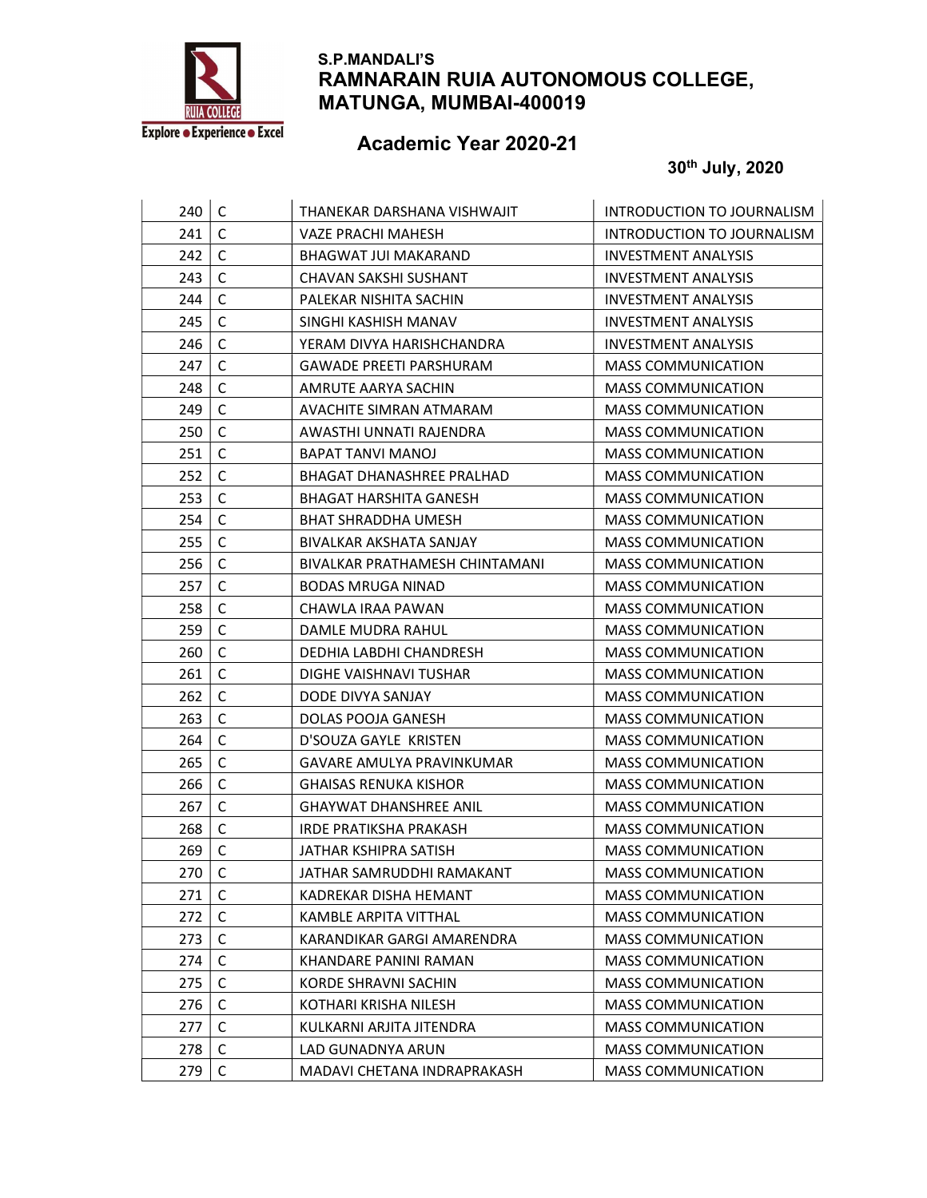S.P.MANDALI'S

# RAMNARAIN RUIA AUTONOMOUS COLLEGE, MATUNGA, MUMBAI-400019

Explore • Experience • Excel

## Academic Year 2020-21

**30th July, 2020**

| | | | |
|---|---|---|---|
| 240 | C | THANEKAR DARSHANA VISHWAJIT | INTRODUCTION TO JOURNALISM |
| 241 | C | VAZE PRACHI MAHESH | INTRODUCTION TO JOURNALISM |
| 242 | C | BHAGWAT JUI MAKARAND | INVESTMENT ANALYSIS |
| 243 | C | CHAVAN SAKSHI SUSHANT | INVESTMENT ANALYSIS |
| 244 | C | PALEKAR NISHITA SACHIN | INVESTMENT ANALYSIS |
| 245 | C | SINGHI KASHISH MANAV | INVESTMENT ANALYSIS |
| 246 | C | YERAM DIVYA HARISHCHANDRA | INVESTMENT ANALYSIS |
| 247 | C | GAWADE PREETI PARSHURAM | MASS COMMUNICATION |
| 248 | C | AMRUTE AARYA SACHIN | MASS COMMUNICATION |
| 249 | C | AVACHITE SIMRAN ATMARAM | MASS COMMUNICATION |
| 250 | C | AWASTHI UNNATI RAJENDRA | MASS COMMUNICATION |
| 251 | C | BAPAT TANVI MANOJ | MASS COMMUNICATION |
| 252 | C | BHAGAT DHANASHREE PRALHAD | MASS COMMUNICATION |
| 253 | C | BHAGAT HARSHITA GANESH | MASS COMMUNICATION |
| 254 | C | BHAT SHRADDHA UMESH | MASS COMMUNICATION |
| 255 | C | BIVALKAR AKSHATA SANJAY | MASS COMMUNICATION |
| 256 | C | BIVALKAR PRATHAMESH CHINTAMANI | MASS COMMUNICATION |
| 257 | C | BODAS MRUGA NINAD | MASS COMMUNICATION |
| 258 | C | CHAWLA IRAA PAWAN | MASS COMMUNICATION |
| 259 | C | DAMLE MUDRA RAHUL | MASS COMMUNICATION |
| 260 | C | DEDHIA LABDHI CHANDRESH | MASS COMMUNICATION |
| 261 | C | DIGHE VAISHNAVI TUSHAR | MASS COMMUNICATION |
| 262 | C | DODE DIVYA SANJAY | MASS COMMUNICATION |
| 263 | C | DOLAS POOJA GANESH | MASS COMMUNICATION |
| 264 | C | D'SOUZA GAYLE KRISTEN | MASS COMMUNICATION |
| 265 | C | GAVARE AMULYA PRAVINKUMAR | MASS COMMUNICATION |
| 266 | C | GHAISAS RENUKA KISHOR | MASS COMMUNICATION |
| 267 | C | GHAYWAT DHANSHREE ANIL | MASS COMMUNICATION |
| 268 | C | IRDE PRATIKSHA PRAKASH | MASS COMMUNICATION |
| 269 | C | JATHAR KSHIPRA SATISH | MASS COMMUNICATION |
| 270 | C | JATHAR SAMRUDDHI RAMAKANT | MASS COMMUNICATION |
| 271 | C | KADREKAR DISHA HEMANT | MASS COMMUNICATION |
| 272 | C | KAMBLE ARPITA VITTHAL | MASS COMMUNICATION |
| 273 | C | KARANDIKAR GARGI AMARENDRA | MASS COMMUNICATION |
| 274 | C | KHANDARE PANINI RAMAN | MASS COMMUNICATION |
| 275 | C | KORDE SHRAVNI SACHIN | MASS COMMUNICATION |
| 276 | C | KOTHARI KRISHA NILESH | MASS COMMUNICATION |
| 277 | C | KULKARNI ARJITA JITENDRA | MASS COMMUNICATION |
| 278 | C | LAD GUNADNYA ARUN | MASS COMMUNICATION |
| 279 | C | MADAVI CHETANA INDRAPRAKASH | MASS COMMUNICATION |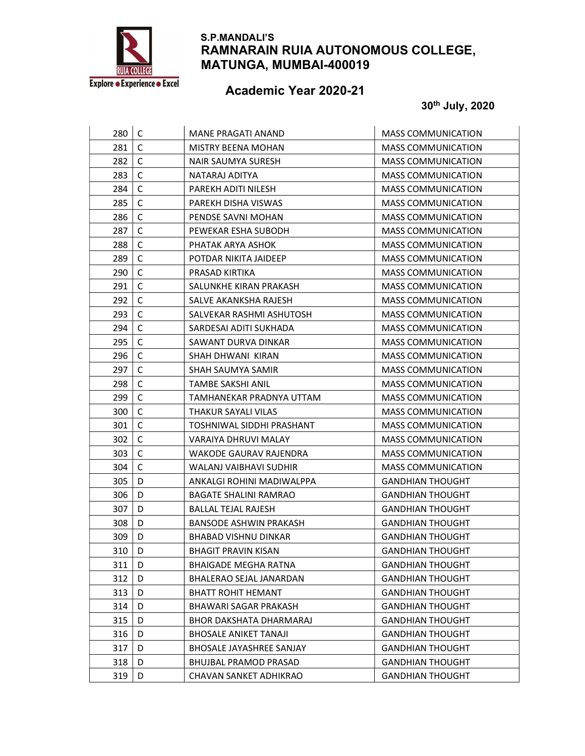S.P.MANDALI'S
# RAMNARAIN RUIA AUTONOMOUS COLLEGE, MATUNGA, MUMBAI-400019

Explore • Experience • Excel

## Academic Year 2020-21

**30th July, 2020**

| | | | |
|---|---|---|---|
| 280 | C | MANE PRAGATI ANAND | MASS COMMUNICATION |
| 281 | C | MISTRY BEENA MOHAN | MASS COMMUNICATION |
| 282 | C | NAIR SAUMYA SURESH | MASS COMMUNICATION |
| 283 | C | NATARAJ ADITYA | MASS COMMUNICATION |
| 284 | C | PAREKH ADITI NILESH | MASS COMMUNICATION |
| 285 | C | PAREKH DISHA VISWAS | MASS COMMUNICATION |
| 286 | C | PENDSE SAVNI MOHAN | MASS COMMUNICATION |
| 287 | C | PEWEKAR ESHA SUBODH | MASS COMMUNICATION |
| 288 | C | PHATAK ARYA ASHOK | MASS COMMUNICATION |
| 289 | C | POTDAR NIKITA JAIDEEP | MASS COMMUNICATION |
| 290 | C | PRASAD KIRTIKA | MASS COMMUNICATION |
| 291 | C | SALUNKHE KIRAN PRAKASH | MASS COMMUNICATION |
| 292 | C | SALVE AKANKSHA RAJESH | MASS COMMUNICATION |
| 293 | C | SALVEKAR RASHMI ASHUTOSH | MASS COMMUNICATION |
| 294 | C | SARDESAI ADITI SUKHADA | MASS COMMUNICATION |
| 295 | C | SAWANT DURVA DINKAR | MASS COMMUNICATION |
| 296 | C | SHAH DHWANI KIRAN | MASS COMMUNICATION |
| 297 | C | SHAH SAUMYA SAMIR | MASS COMMUNICATION |
| 298 | C | TAMBE SAKSHI ANIL | MASS COMMUNICATION |
| 299 | C | TAMHANEKAR PRADNYA UTTAM | MASS COMMUNICATION |
| 300 | C | THAKUR SAYALI VILAS | MASS COMMUNICATION |
| 301 | C | TOSHNIWAL SIDDHI PRASHANT | MASS COMMUNICATION |
| 302 | C | VARAIYA DHRUVI MALAY | MASS COMMUNICATION |
| 303 | C | WAKODE GAURAV RAJENDRA | MASS COMMUNICATION |
| 304 | C | WALANJ VAIBHAVI SUDHIR | MASS COMMUNICATION |
| 305 | D | ANKALGI ROHINI MADIWALPPA | GANDHIAN THOUGHT |
| 306 | D | BAGATE SHALINI RAMRAO | GANDHIAN THOUGHT |
| 307 | D | BALLAL TEJAL RAJESH | GANDHIAN THOUGHT |
| 308 | D | BANSODE ASHWIN PRAKASH | GANDHIAN THOUGHT |
| 309 | D | BHABAD VISHNU DINKAR | GANDHIAN THOUGHT |
| 310 | D | BHAGIT PRAVIN KISAN | GANDHIAN THOUGHT |
| 311 | D | BHAIGADE MEGHA RATNA | GANDHIAN THOUGHT |
| 312 | D | BHALERAO SEJAL JANARDAN | GANDHIAN THOUGHT |
| 313 | D | BHATT ROHIT HEMANT | GANDHIAN THOUGHT |
| 314 | D | BHAWARI SAGAR PRAKASH | GANDHIAN THOUGHT |
| 315 | D | BHOR DAKSHATA DHARMARAJ | GANDHIAN THOUGHT |
| 316 | D | BHOSALE ANIKET TANAJI | GANDHIAN THOUGHT |
| 317 | D | BHOSALE JAYASHREE SANJAY | GANDHIAN THOUGHT |
| 318 | D | BHUJBAL PRAMOD PRASAD | GANDHIAN THOUGHT |
| 319 | D | CHAVAN SANKET ADHIKRAO | GANDHIAN THOUGHT |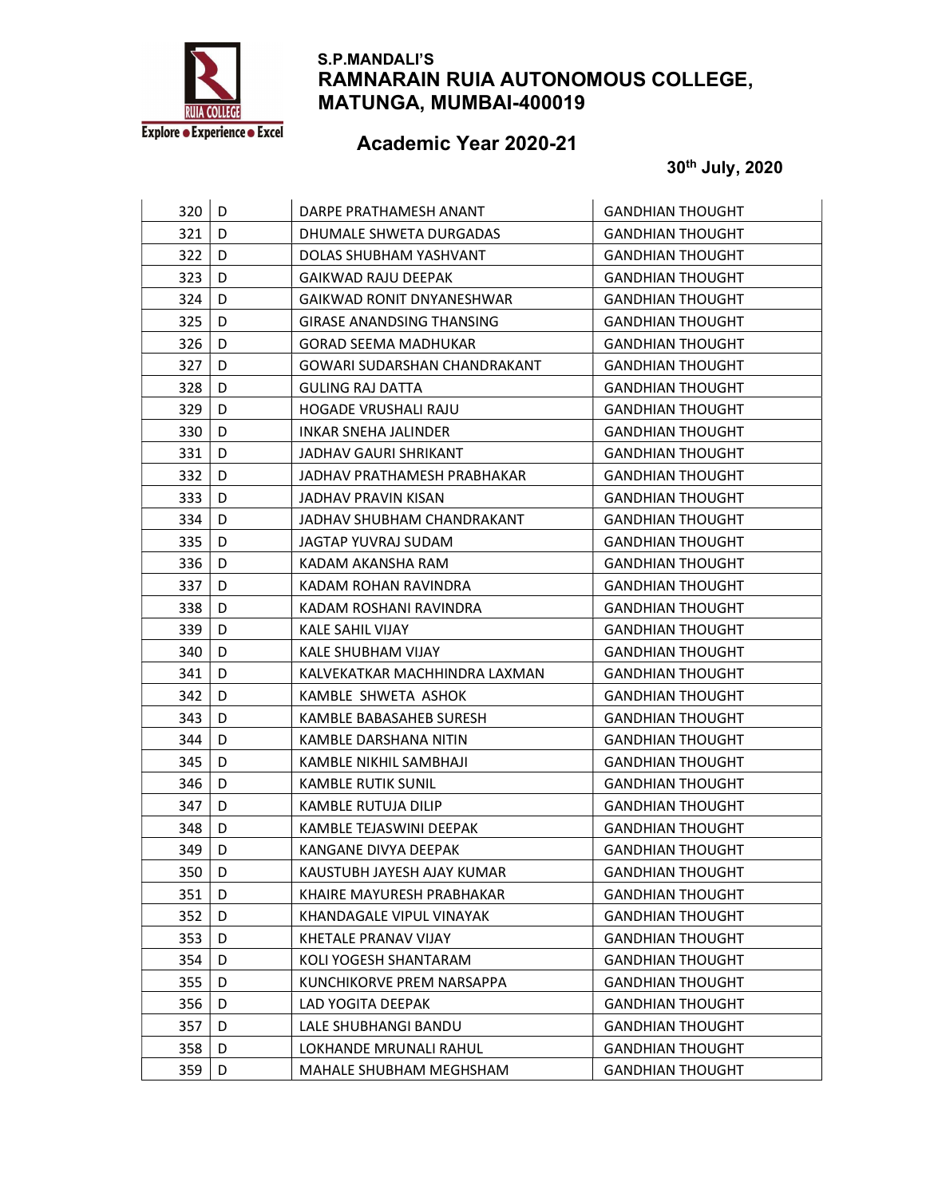S.P.MANDALI'S

# RAMNARAIN RUIA AUTONOMOUS COLLEGE, MATUNGA, MUMBAI-400019

## Academic Year 2020-21

**30th July, 2020**

| | | | |
|---|---|---|---|
| 320 | D | DARPE PRATHAMESH ANANT | GANDHIAN THOUGHT |
| 321 | D | DHUMALE SHWETA DURGADAS | GANDHIAN THOUGHT |
| 322 | D | DOLAS SHUBHAM YASHVANT | GANDHIAN THOUGHT |
| 323 | D | GAIKWAD RAJU DEEPAK | GANDHIAN THOUGHT |
| 324 | D | GAIKWAD RONIT DNYANESHWAR | GANDHIAN THOUGHT |
| 325 | D | GIRASE ANANDSING THANSING | GANDHIAN THOUGHT |
| 326 | D | GORAD SEEMA MADHUKAR | GANDHIAN THOUGHT |
| 327 | D | GOWARI SUDARSHAN CHANDRAKANT | GANDHIAN THOUGHT |
| 328 | D | GULING RAJ DATTA | GANDHIAN THOUGHT |
| 329 | D | HOGADE VRUSHALI RAJU | GANDHIAN THOUGHT |
| 330 | D | INKAR SNEHA JALINDER | GANDHIAN THOUGHT |
| 331 | D | JADHAV GAURI SHRIKANT | GANDHIAN THOUGHT |
| 332 | D | JADHAV PRATHAMESH PRABHAKAR | GANDHIAN THOUGHT |
| 333 | D | JADHAV PRAVIN KISAN | GANDHIAN THOUGHT |
| 334 | D | JADHAV SHUBHAM CHANDRAKANT | GANDHIAN THOUGHT |
| 335 | D | JAGTAP YUVRAJ SUDAM | GANDHIAN THOUGHT |
| 336 | D | KADAM AKANSHA RAM | GANDHIAN THOUGHT |
| 337 | D | KADAM ROHAN RAVINDRA | GANDHIAN THOUGHT |
| 338 | D | KADAM ROSHANI RAVINDRA | GANDHIAN THOUGHT |
| 339 | D | KALE SAHIL VIJAY | GANDHIAN THOUGHT |
| 340 | D | KALE SHUBHAM VIJAY | GANDHIAN THOUGHT |
| 341 | D | KALVEKATKAR MACHHINDRA LAXMAN | GANDHIAN THOUGHT |
| 342 | D | KAMBLE SHWETA ASHOK | GANDHIAN THOUGHT |
| 343 | D | KAMBLE BABASAHEB SURESH | GANDHIAN THOUGHT |
| 344 | D | KAMBLE DARSHANA NITIN | GANDHIAN THOUGHT |
| 345 | D | KAMBLE NIKHIL SAMBHAJI | GANDHIAN THOUGHT |
| 346 | D | KAMBLE RUTIK SUNIL | GANDHIAN THOUGHT |
| 347 | D | KAMBLE RUTUJA DILIP | GANDHIAN THOUGHT |
| 348 | D | KAMBLE TEJASWINI DEEPAK | GANDHIAN THOUGHT |
| 349 | D | KANGANE DIVYA DEEPAK | GANDHIAN THOUGHT |
| 350 | D | KAUSTUBH JAYESH AJAY KUMAR | GANDHIAN THOUGHT |
| 351 | D | KHAIRE MAYURESH PRABHAKAR | GANDHIAN THOUGHT |
| 352 | D | KHANDAGALE VIPUL VINAYAK | GANDHIAN THOUGHT |
| 353 | D | KHETALE PRANAV VIJAY | GANDHIAN THOUGHT |
| 354 | D | KOLI YOGESH SHANTARAM | GANDHIAN THOUGHT |
| 355 | D | KUNCHIKORVE PREM NARSAPPA | GANDHIAN THOUGHT |
| 356 | D | LAD YOGITA DEEPAK | GANDHIAN THOUGHT |
| 357 | D | LALE SHUBHANGI BANDU | GANDHIAN THOUGHT |
| 358 | D | LOKHANDE MRUNALI RAHUL | GANDHIAN THOUGHT |
| 359 | D | MAHALE SHUBHAM MEGHSHAM | GANDHIAN THOUGHT |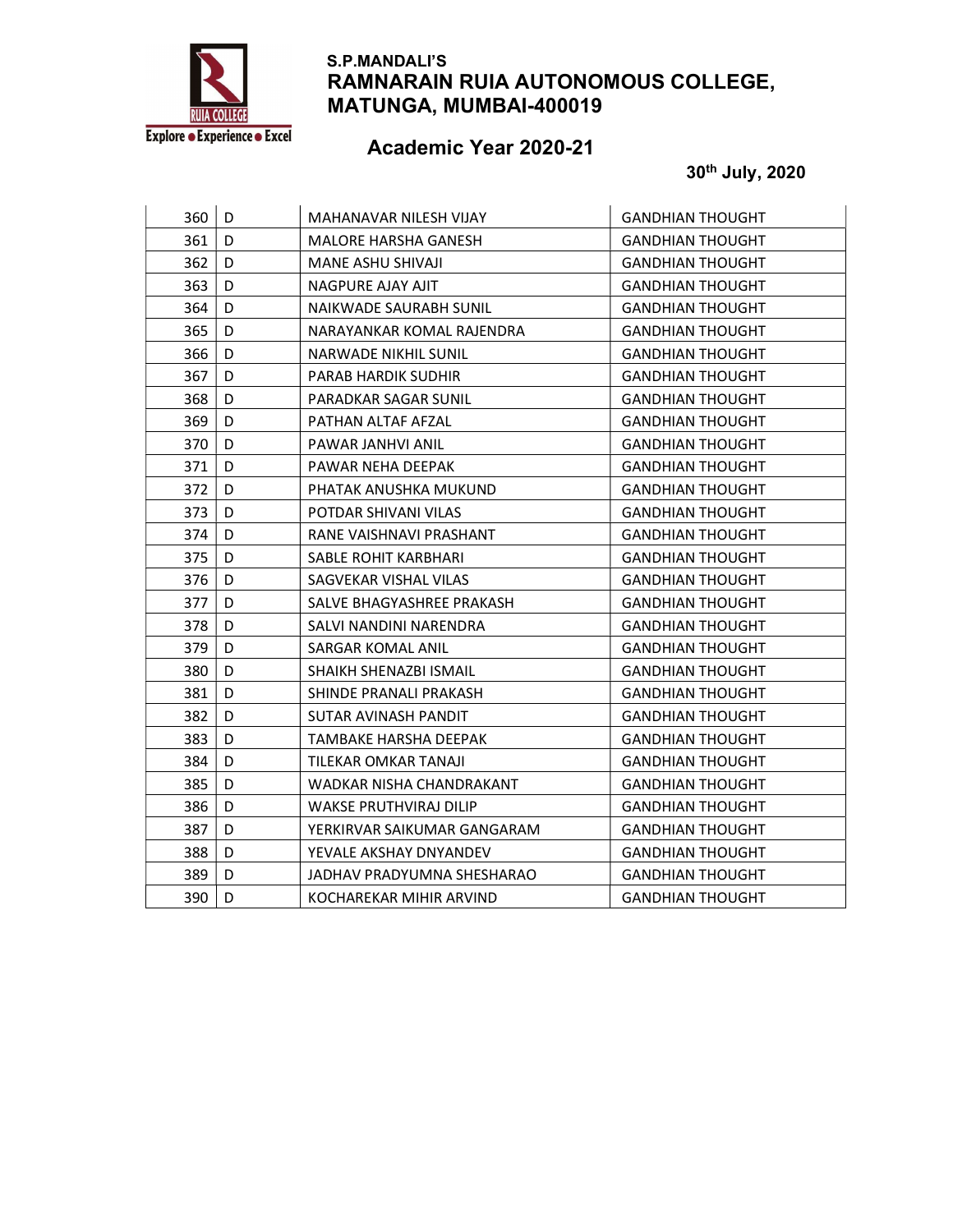S.P.MANDALI'S

# RAMNARAIN RUIA AUTONOMOUS COLLEGE, MATUNGA, MUMBAI-400019

## Academic Year 2020-21

**30th July, 2020**

| | | | |
|---|---|---|---|
| 360 | D | MAHANAVAR NILESH VIJAY | GANDHIAN THOUGHT |
| 361 | D | MALORE HARSHA GANESH | GANDHIAN THOUGHT |
| 362 | D | MANE ASHU SHIVAJI | GANDHIAN THOUGHT |
| 363 | D | NAGPURE AJAY AJIT | GANDHIAN THOUGHT |
| 364 | D | NAIKWADE SAURABH SUNIL | GANDHIAN THOUGHT |
| 365 | D | NARAYANKAR KOMAL RAJENDRA | GANDHIAN THOUGHT |
| 366 | D | NARWADE NIKHIL SUNIL | GANDHIAN THOUGHT |
| 367 | D | PARAB HARDIK SUDHIR | GANDHIAN THOUGHT |
| 368 | D | PARADKAR SAGAR SUNIL | GANDHIAN THOUGHT |
| 369 | D | PATHAN ALTAF AFZAL | GANDHIAN THOUGHT |
| 370 | D | PAWAR JANHVI ANIL | GANDHIAN THOUGHT |
| 371 | D | PAWAR NEHA DEEPAK | GANDHIAN THOUGHT |
| 372 | D | PHATAK ANUSHKA MUKUND | GANDHIAN THOUGHT |
| 373 | D | POTDAR SHIVANI VILAS | GANDHIAN THOUGHT |
| 374 | D | RANE VAISHNAVI PRASHANT | GANDHIAN THOUGHT |
| 375 | D | SABLE ROHIT KARBHARI | GANDHIAN THOUGHT |
| 376 | D | SAGVEKAR VISHAL VILAS | GANDHIAN THOUGHT |
| 377 | D | SALVE BHAGYASHREE PRAKASH | GANDHIAN THOUGHT |
| 378 | D | SALVI NANDINI NARENDRA | GANDHIAN THOUGHT |
| 379 | D | SARGAR KOMAL ANIL | GANDHIAN THOUGHT |
| 380 | D | SHAIKH SHENAZBI ISMAIL | GANDHIAN THOUGHT |
| 381 | D | SHINDE PRANALI PRAKASH | GANDHIAN THOUGHT |
| 382 | D | SUTAR AVINASH PANDIT | GANDHIAN THOUGHT |
| 383 | D | TAMBAKE HARSHA DEEPAK | GANDHIAN THOUGHT |
| 384 | D | TILEKAR OMKAR TANAJI | GANDHIAN THOUGHT |
| 385 | D | WADKAR NISHA CHANDRAKANT | GANDHIAN THOUGHT |
| 386 | D | WAKSE PRUTHVIRAJ DILIP | GANDHIAN THOUGHT |
| 387 | D | YERKIRVAR SAIKUMAR GANGARAM | GANDHIAN THOUGHT |
| 388 | D | YEVALE AKSHAY DNYANDEV | GANDHIAN THOUGHT |
| 389 | D | JADHAV PRADYUMNA SHESHARAO | GANDHIAN THOUGHT |
| 390 | D | KOCHAREKAR MIHIR ARVIND | GANDHIAN THOUGHT |